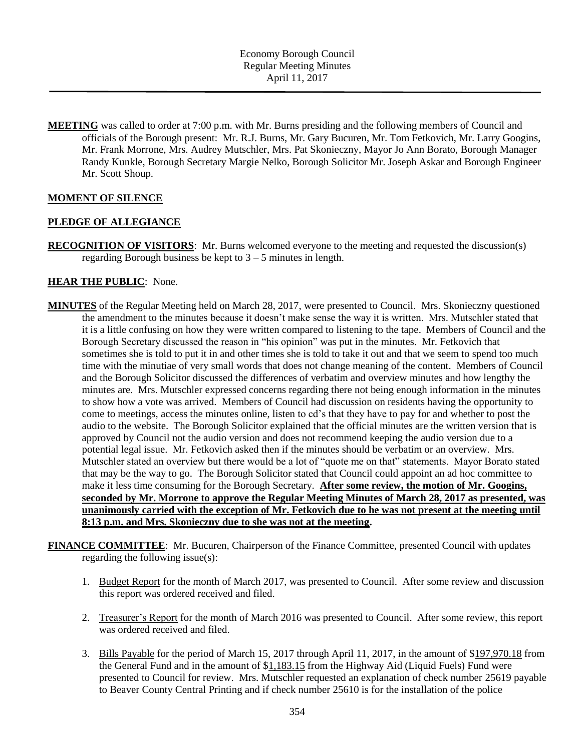# Economy Borough Council
## Regular Meeting Minutes
## April 11, 2017

**MEETING** was called to order at 7:00 p.m. with Mr. Burns presiding and the following members of Council and officials of the Borough present: Mr. R.J. Burns, Mr. Gary Bucuren, Mr. Tom Fetkovich, Mr. Larry Googins, Mr. Frank Morrone, Mrs. Audrey Mutschler, Mrs. Pat Skonieczny, Mayor Jo Ann Borato, Borough Manager Randy Kunkle, Borough Secretary Margie Nelko, Borough Solicitor Mr. Joseph Askar and Borough Engineer Mr. Scott Shoup.

**MOMENT OF SILENCE**

**PLEDGE OF ALLEGIANCE**

**RECOGNITION OF VISITORS**: Mr. Burns welcomed everyone to the meeting and requested the discussion(s) regarding Borough business be kept to 3 – 5 minutes in length.

**HEAR THE PUBLIC**: None.

**MINUTES** of the Regular Meeting held on March 28, 2017, were presented to Council. Mrs. Skonieczny questioned the amendment to the minutes because it doesn't make sense the way it is written. Mrs. Mutschler stated that it is a little confusing on how they were written compared to listening to the tape. Members of Council and the Borough Secretary discussed the reason in "his opinion" was put in the minutes. Mr. Fetkovich that sometimes she is told to put it in and other times she is told to take it out and that we seem to spend too much time with the minutiae of very small words that does not change meaning of the content. Members of Council and the Borough Solicitor discussed the differences of verbatim and overview minutes and how lengthy the minutes are. Mrs. Mutschler expressed concerns regarding there not being enough information in the minutes to show how a vote was arrived. Members of Council had discussion on residents having the opportunity to come to meetings, access the minutes online, listen to cd's that they have to pay for and whether to post the audio to the website. The Borough Solicitor explained that the official minutes are the written version that is approved by Council not the audio version and does not recommend keeping the audio version due to a potential legal issue. Mr. Fetkovich asked then if the minutes should be verbatim or an overview. Mrs. Mutschler stated an overview but there would be a lot of "quote me on that" statements. Mayor Borato stated that may be the way to go. The Borough Solicitor stated that Council could appoint an ad hoc committee to make it less time consuming for the Borough Secretary. **After some review, the motion of Mr. Googins, seconded by Mr. Morrone to approve the Regular Meeting Minutes of March 28, 2017 as presented, was unanimously carried with the exception of Mr. Fetkovich due to he was not present at the meeting until 8:13 p.m. and Mrs. Skonieczny due to she was not at the meeting.**

**FINANCE COMMITTEE**: Mr. Bucuren, Chairperson of the Finance Committee, presented Council with updates regarding the following issue(s):

1. Budget Report for the month of March 2017, was presented to Council. After some review and discussion this report was ordered received and filed.
2. Treasurer's Report for the month of March 2016 was presented to Council. After some review, this report was ordered received and filed.
3. Bills Payable for the period of March 15, 2017 through April 11, 2017, in the amount of $197,970.18 from the General Fund and in the amount of $1,183.15 from the Highway Aid (Liquid Fuels) Fund were presented to Council for review. Mrs. Mutschler requested an explanation of check number 25619 payable to Beaver County Central Printing and if check number 25610 is for the installation of the police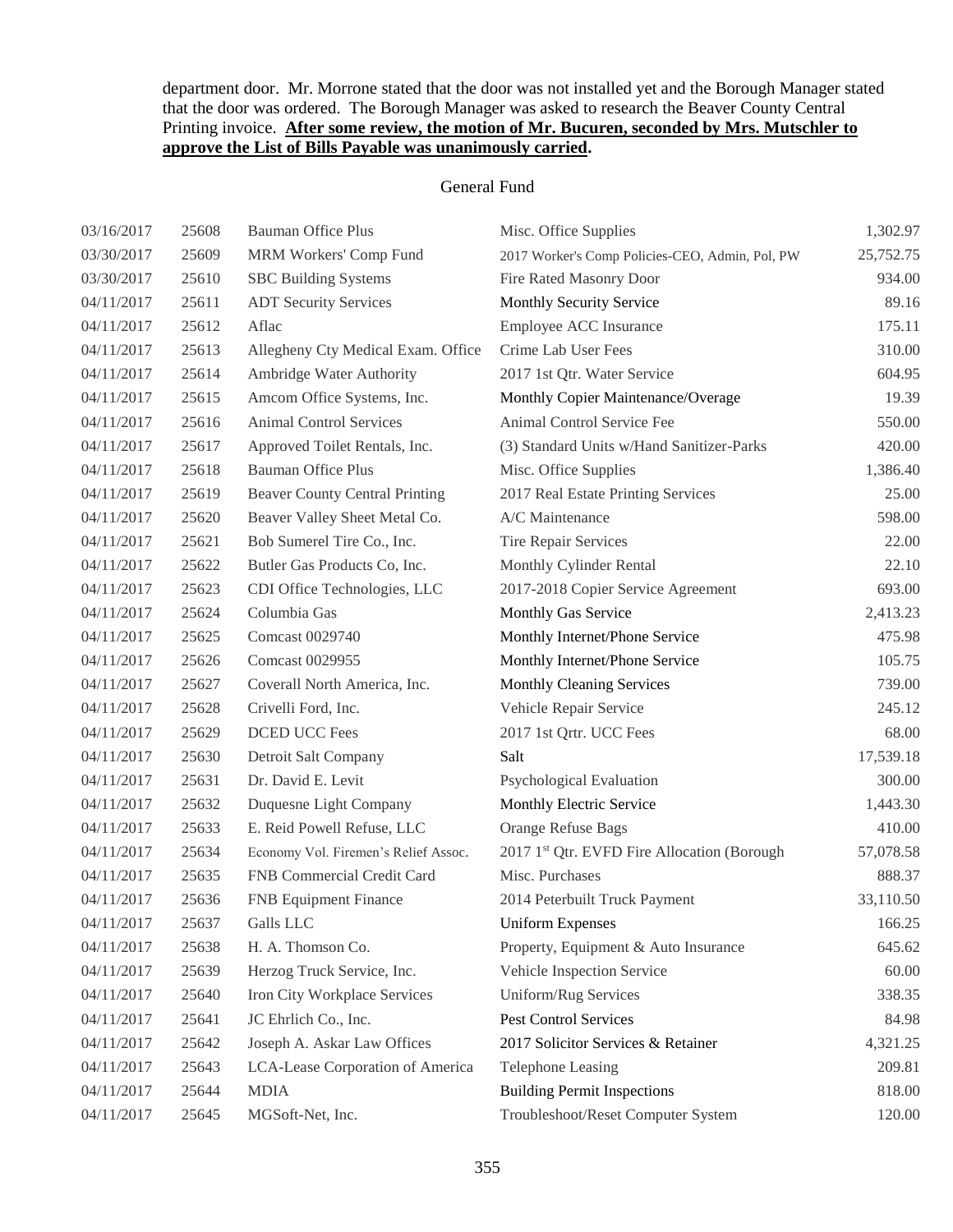department door. Mr. Morrone stated that the door was not installed yet and the Borough Manager stated that the door was ordered. The Borough Manager was asked to research the Beaver County Central Printing invoice. **After some review, the motion of Mr. Bucuren, seconded by Mrs. Mutschler to approve the List of Bills Payable was unanimously carried.**

General Fund

| | | | | |
|---|---|---|---|---|
| 03/16/2017 | 25608 | Bauman Office Plus | Misc. Office Supplies | 1,302.97 |
| 03/30/2017 | 25609 | MRM Workers' Comp Fund | 2017 Worker's Comp Policies-CEO, Admin, Pol, PW | 25,752.75 |
| 03/30/2017 | 25610 | SBC Building Systems | Fire Rated Masonry Door | 934.00 |
| 04/11/2017 | 25611 | ADT Security Services | Monthly Security Service | 89.16 |
| 04/11/2017 | 25612 | Aflac | Employee ACC Insurance | 175.11 |
| 04/11/2017 | 25613 | Allegheny Cty Medical Exam. Office | Crime Lab User Fees | 310.00 |
| 04/11/2017 | 25614 | Ambridge Water Authority | 2017 1st Qtr. Water Service | 604.95 |
| 04/11/2017 | 25615 | Amcom Office Systems, Inc. | Monthly Copier Maintenance/Overage | 19.39 |
| 04/11/2017 | 25616 | Animal Control Services | Animal Control Service Fee | 550.00 |
| 04/11/2017 | 25617 | Approved Toilet Rentals, Inc. | (3) Standard Units w/Hand Sanitizer-Parks | 420.00 |
| 04/11/2017 | 25618 | Bauman Office Plus | Misc. Office Supplies | 1,386.40 |
| 04/11/2017 | 25619 | Beaver County Central Printing | 2017 Real Estate Printing Services | 25.00 |
| 04/11/2017 | 25620 | Beaver Valley Sheet Metal Co. | A/C Maintenance | 598.00 |
| 04/11/2017 | 25621 | Bob Sumerel Tire Co., Inc. | Tire Repair Services | 22.00 |
| 04/11/2017 | 25622 | Butler Gas Products Co, Inc. | Monthly Cylinder Rental | 22.10 |
| 04/11/2017 | 25623 | CDI Office Technologies, LLC | 2017-2018 Copier Service Agreement | 693.00 |
| 04/11/2017 | 25624 | Columbia Gas | Monthly Gas Service | 2,413.23 |
| 04/11/2017 | 25625 | Comcast 0029740 | Monthly Internet/Phone Service | 475.98 |
| 04/11/2017 | 25626 | Comcast 0029955 | Monthly Internet/Phone Service | 105.75 |
| 04/11/2017 | 25627 | Coverall North America, Inc. | Monthly Cleaning Services | 739.00 |
| 04/11/2017 | 25628 | Crivelli Ford, Inc. | Vehicle Repair Service | 245.12 |
| 04/11/2017 | 25629 | DCED UCC Fees | 2017 1st Qrtr. UCC Fees | 68.00 |
| 04/11/2017 | 25630 | Detroit Salt Company | Salt | 17,539.18 |
| 04/11/2017 | 25631 | Dr. David E. Levit | Psychological Evaluation | 300.00 |
| 04/11/2017 | 25632 | Duquesne Light Company | Monthly Electric Service | 1,443.30 |
| 04/11/2017 | 25633 | E. Reid Powell Refuse, LLC | Orange Refuse Bags | 410.00 |
| 04/11/2017 | 25634 | Economy Vol. Firemen's Relief Assoc. | 2017 1st Qtr. EVFD Fire Allocation (Borough | 57,078.58 |
| 04/11/2017 | 25635 | FNB Commercial Credit Card | Misc. Purchases | 888.37 |
| 04/11/2017 | 25636 | FNB Equipment Finance | 2014 Peterbuilt Truck Payment | 33,110.50 |
| 04/11/2017 | 25637 | Galls LLC | Uniform Expenses | 166.25 |
| 04/11/2017 | 25638 | H. A. Thomson Co. | Property, Equipment & Auto Insurance | 645.62 |
| 04/11/2017 | 25639 | Herzog Truck Service, Inc. | Vehicle Inspection Service | 60.00 |
| 04/11/2017 | 25640 | Iron City Workplace Services | Uniform/Rug Services | 338.35 |
| 04/11/2017 | 25641 | JC Ehrlich Co., Inc. | Pest Control Services | 84.98 |
| 04/11/2017 | 25642 | Joseph A. Askar Law Offices | 2017 Solicitor Services & Retainer | 4,321.25 |
| 04/11/2017 | 25643 | LCA-Lease Corporation of America | Telephone Leasing | 209.81 |
| 04/11/2017 | 25644 | MDIA | Building Permit Inspections | 818.00 |
| 04/11/2017 | 25645 | MGSoft-Net, Inc. | Troubleshoot/Reset Computer System | 120.00 |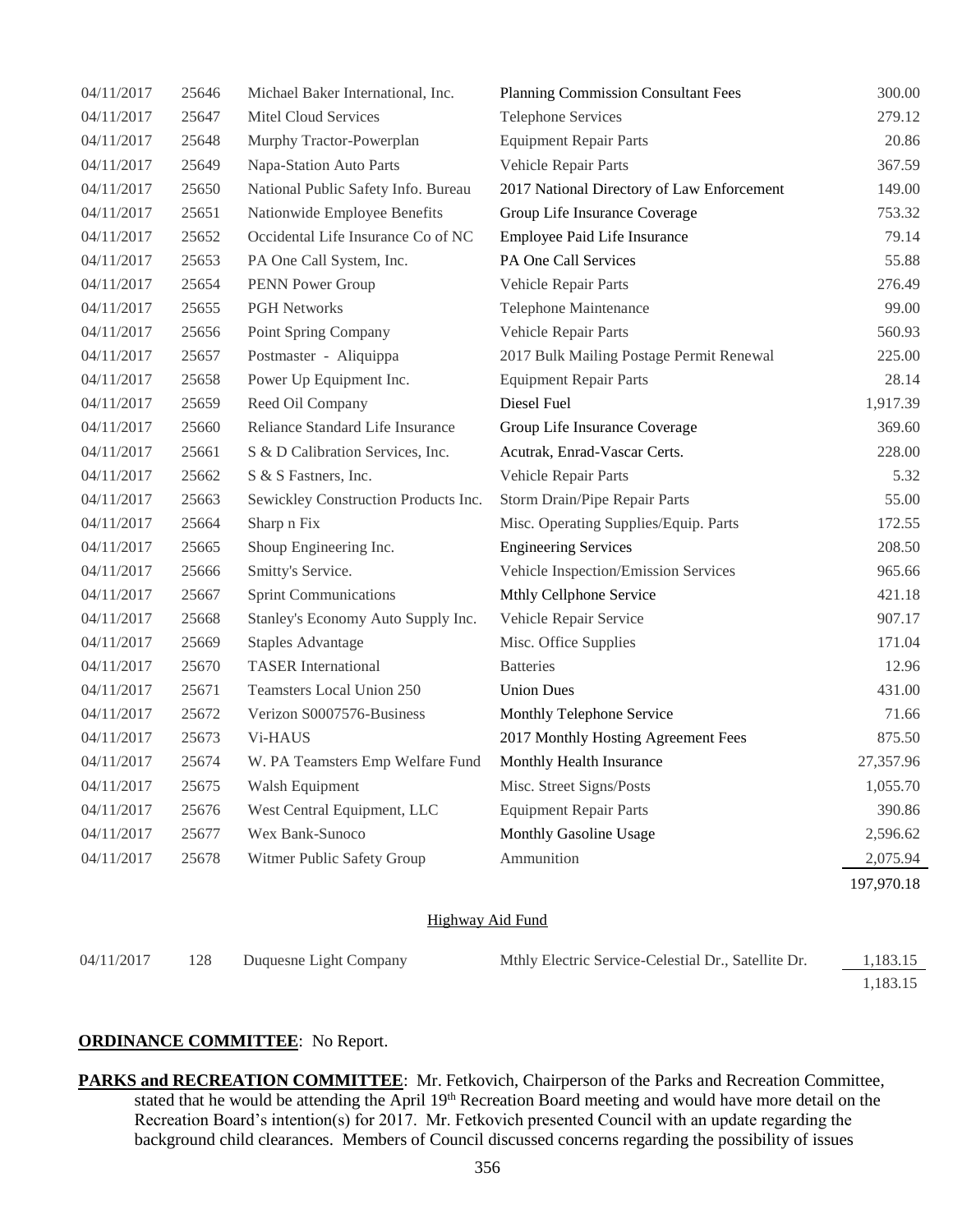| | | | | |
|---|---|---|---|---|
| 04/11/2017 | 25646 | Michael Baker International, Inc. | Planning Commission Consultant Fees | 300.00 |
| 04/11/2017 | 25647 | Mitel Cloud Services | Telephone Services | 279.12 |
| 04/11/2017 | 25648 | Murphy Tractor-Powerplan | Equipment Repair Parts | 20.86 |
| 04/11/2017 | 25649 | Napa-Station Auto Parts | Vehicle Repair Parts | 367.59 |
| 04/11/2017 | 25650 | National Public Safety Info. Bureau | 2017 National Directory of Law Enforcement | 149.00 |
| 04/11/2017 | 25651 | Nationwide Employee Benefits | Group Life Insurance Coverage | 753.32 |
| 04/11/2017 | 25652 | Occidental Life Insurance Co of NC | Employee Paid Life Insurance | 79.14 |
| 04/11/2017 | 25653 | PA One Call System, Inc. | PA One Call Services | 55.88 |
| 04/11/2017 | 25654 | PENN Power Group | Vehicle Repair Parts | 276.49 |
| 04/11/2017 | 25655 | PGH Networks | Telephone Maintenance | 99.00 |
| 04/11/2017 | 25656 | Point Spring Company | Vehicle Repair Parts | 560.93 |
| 04/11/2017 | 25657 | Postmaster - Aliquippa | 2017 Bulk Mailing Postage Permit Renewal | 225.00 |
| 04/11/2017 | 25658 | Power Up Equipment Inc. | Equipment Repair Parts | 28.14 |
| 04/11/2017 | 25659 | Reed Oil Company | Diesel Fuel | 1,917.39 |
| 04/11/2017 | 25660 | Reliance Standard Life Insurance | Group Life Insurance Coverage | 369.60 |
| 04/11/2017 | 25661 | S & D Calibration Services, Inc. | Acutrak, Enrad-Vascar Certs. | 228.00 |
| 04/11/2017 | 25662 | S & S Fastners, Inc. | Vehicle Repair Parts | 5.32 |
| 04/11/2017 | 25663 | Sewickley Construction Products Inc. | Storm Drain/Pipe Repair Parts | 55.00 |
| 04/11/2017 | 25664 | Sharp n Fix | Misc. Operating Supplies/Equip. Parts | 172.55 |
| 04/11/2017 | 25665 | Shoup Engineering Inc. | Engineering Services | 208.50 |
| 04/11/2017 | 25666 | Smitty's Service. | Vehicle Inspection/Emission Services | 965.66 |
| 04/11/2017 | 25667 | Sprint Communications | Mthly Cellphone Service | 421.18 |
| 04/11/2017 | 25668 | Stanley's Economy Auto Supply Inc. | Vehicle Repair Service | 907.17 |
| 04/11/2017 | 25669 | Staples Advantage | Misc. Office Supplies | 171.04 |
| 04/11/2017 | 25670 | TASER International | Batteries | 12.96 |
| 04/11/2017 | 25671 | Teamsters Local Union 250 | Union Dues | 431.00 |
| 04/11/2017 | 25672 | Verizon S0007576-Business | Monthly Telephone Service | 71.66 |
| 04/11/2017 | 25673 | Vi-HAUS | 2017 Monthly Hosting Agreement Fees | 875.50 |
| 04/11/2017 | 25674 | W. PA Teamsters Emp Welfare Fund | Monthly Health Insurance | 27,357.96 |
| 04/11/2017 | 25675 | Walsh Equipment | Misc. Street Signs/Posts | 1,055.70 |
| 04/11/2017 | 25676 | West Central Equipment, LLC | Equipment Repair Parts | 390.86 |
| 04/11/2017 | 25677 | Wex Bank-Sunoco | Monthly Gasoline Usage | 2,596.62 |
| 04/11/2017 | 25678 | Witmer Public Safety Group | Ammunition | 2,075.94 |
| | | | | 197,970.18 |

Highway Aid Fund

| | | | | |
|---|---|---|---|---|
| 04/11/2017 | 128 | Duquesne Light Company | Mthly Electric Service-Celestial Dr., Satellite Dr. | 1,183.15 |
| | | | | 1,183.15 |

**ORDINANCE COMMITTEE**: No Report.

**PARKS and RECREATION COMMITTEE**: Mr. Fetkovich, Chairperson of the Parks and Recreation Committee, stated that he would be attending the April 19th Recreation Board meeting and would have more detail on the Recreation Board's intention(s) for 2017. Mr. Fetkovich presented Council with an update regarding the background child clearances. Members of Council discussed concerns regarding the possibility of issues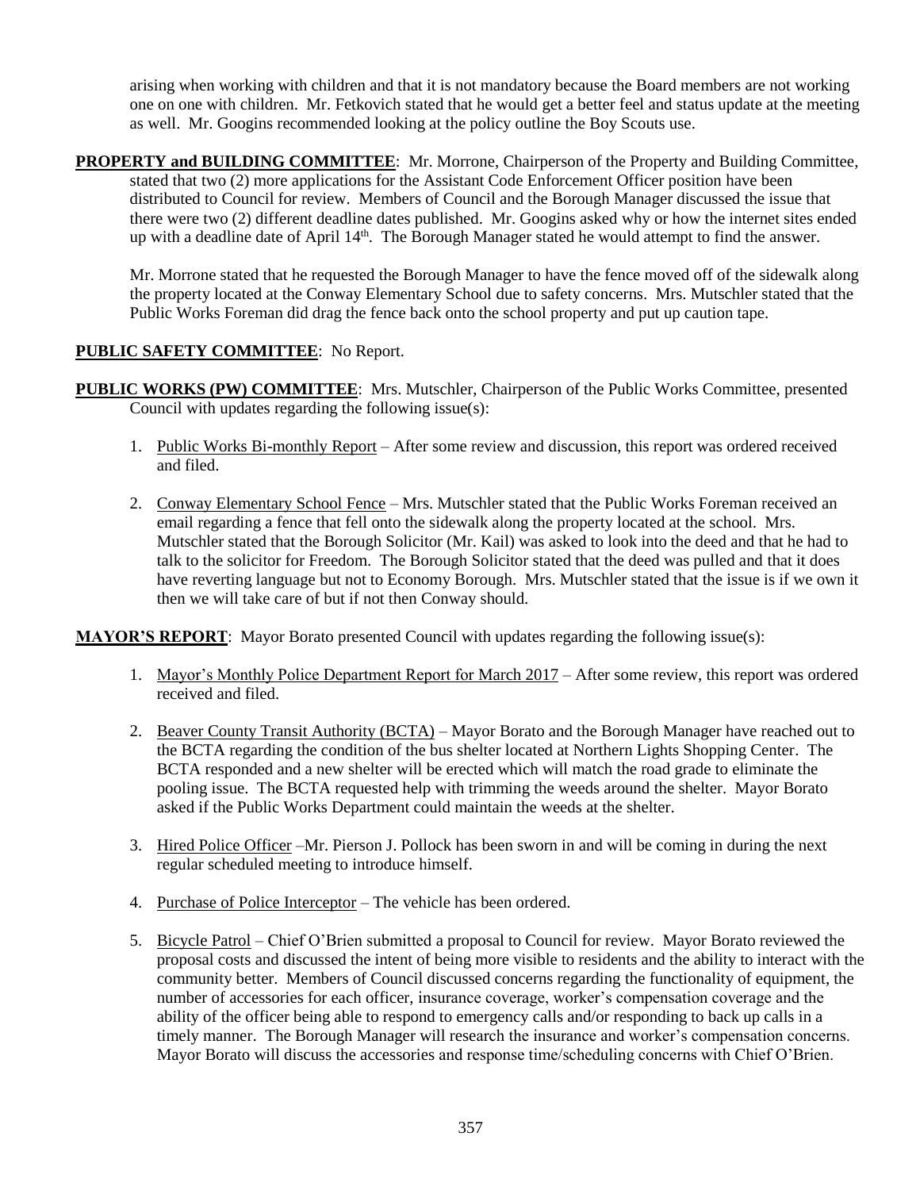arising when working with children and that it is not mandatory because the Board members are not working one on one with children. Mr. Fetkovich stated that he would get a better feel and status update at the meeting as well. Mr. Googins recommended looking at the policy outline the Boy Scouts use.

**PROPERTY and BUILDING COMMITTEE**: Mr. Morrone, Chairperson of the Property and Building Committee, stated that two (2) more applications for the Assistant Code Enforcement Officer position have been distributed to Council for review. Members of Council and the Borough Manager discussed the issue that there were two (2) different deadline dates published. Mr. Googins asked why or how the internet sites ended up with a deadline date of April 14th. The Borough Manager stated he would attempt to find the answer.

Mr. Morrone stated that he requested the Borough Manager to have the fence moved off of the sidewalk along the property located at the Conway Elementary School due to safety concerns. Mrs. Mutschler stated that the Public Works Foreman did drag the fence back onto the school property and put up caution tape.

**PUBLIC SAFETY COMMITTEE**: No Report.

**PUBLIC WORKS (PW) COMMITTEE**: Mrs. Mutschler, Chairperson of the Public Works Committee, presented Council with updates regarding the following issue(s):

1. Public Works Bi-monthly Report – After some review and discussion, this report was ordered received and filed.
2. Conway Elementary School Fence – Mrs. Mutschler stated that the Public Works Foreman received an email regarding a fence that fell onto the sidewalk along the property located at the school. Mrs. Mutschler stated that the Borough Solicitor (Mr. Kail) was asked to look into the deed and that he had to talk to the solicitor for Freedom. The Borough Solicitor stated that the deed was pulled and that it does have reverting language but not to Economy Borough. Mrs. Mutschler stated that the issue is if we own it then we will take care of but if not then Conway should.

**MAYOR'S REPORT**: Mayor Borato presented Council with updates regarding the following issue(s):

1. Mayor's Monthly Police Department Report for March 2017 – After some review, this report was ordered received and filed.
2. Beaver County Transit Authority (BCTA) – Mayor Borato and the Borough Manager have reached out to the BCTA regarding the condition of the bus shelter located at Northern Lights Shopping Center. The BCTA responded and a new shelter will be erected which will match the road grade to eliminate the pooling issue. The BCTA requested help with trimming the weeds around the shelter. Mayor Borato asked if the Public Works Department could maintain the weeds at the shelter.
3. Hired Police Officer –Mr. Pierson J. Pollock has been sworn in and will be coming in during the next regular scheduled meeting to introduce himself.
4. Purchase of Police Interceptor – The vehicle has been ordered.
5. Bicycle Patrol – Chief O'Brien submitted a proposal to Council for review. Mayor Borato reviewed the proposal costs and discussed the intent of being more visible to residents and the ability to interact with the community better. Members of Council discussed concerns regarding the functionality of equipment, the number of accessories for each officer, insurance coverage, worker's compensation coverage and the ability of the officer being able to respond to emergency calls and/or responding to back up calls in a timely manner. The Borough Manager will research the insurance and worker's compensation concerns. Mayor Borato will discuss the accessories and response time/scheduling concerns with Chief O'Brien.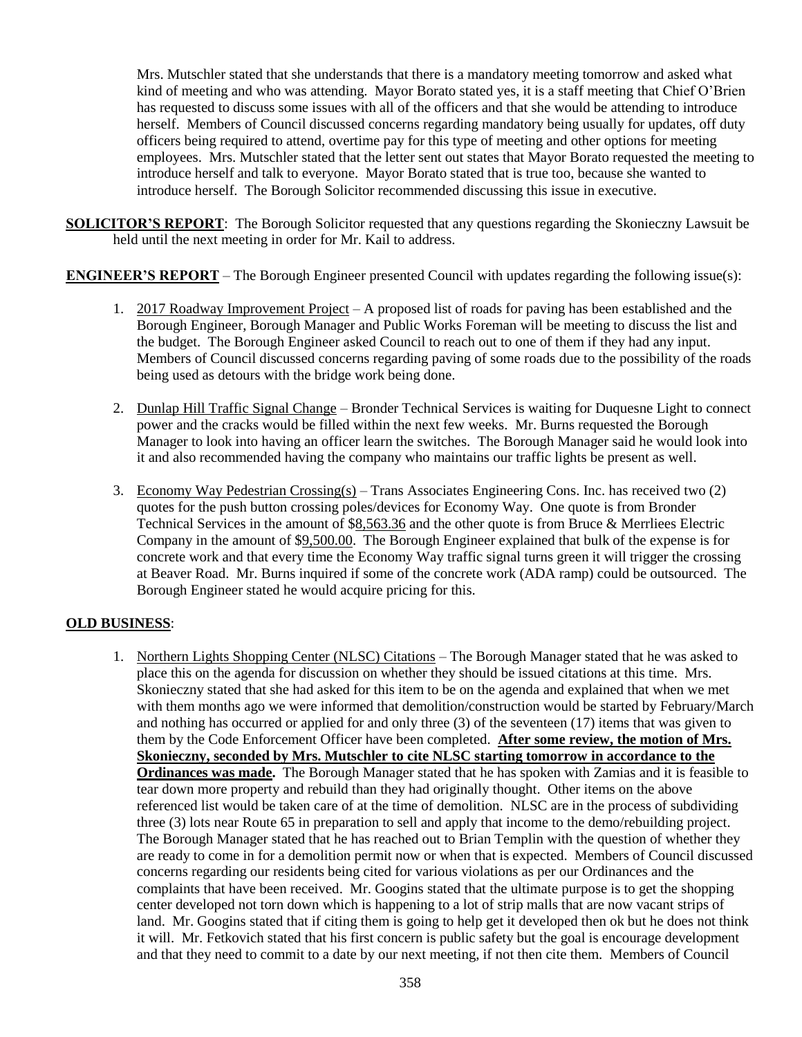Mrs. Mutschler stated that she understands that there is a mandatory meeting tomorrow and asked what kind of meeting and who was attending. Mayor Borato stated yes, it is a staff meeting that Chief O'Brien has requested to discuss some issues with all of the officers and that she would be attending to introduce herself. Members of Council discussed concerns regarding mandatory being usually for updates, off duty officers being required to attend, overtime pay for this type of meeting and other options for meeting employees. Mrs. Mutschler stated that the letter sent out states that Mayor Borato requested the meeting to introduce herself and talk to everyone. Mayor Borato stated that is true too, because she wanted to introduce herself. The Borough Solicitor recommended discussing this issue in executive.

**SOLICITOR'S REPORT**: The Borough Solicitor requested that any questions regarding the Skonieczny Lawsuit be held until the next meeting in order for Mr. Kail to address.

**ENGINEER'S REPORT** – The Borough Engineer presented Council with updates regarding the following issue(s):

1. 2017 Roadway Improvement Project – A proposed list of roads for paving has been established and the Borough Engineer, Borough Manager and Public Works Foreman will be meeting to discuss the list and the budget. The Borough Engineer asked Council to reach out to one of them if they had any input. Members of Council discussed concerns regarding paving of some roads due to the possibility of the roads being used as detours with the bridge work being done.

2. Dunlap Hill Traffic Signal Change – Bronder Technical Services is waiting for Duquesne Light to connect power and the cracks would be filled within the next few weeks. Mr. Burns requested the Borough Manager to look into having an officer learn the switches. The Borough Manager said he would look into it and also recommended having the company who maintains our traffic lights be present as well.

3. Economy Way Pedestrian Crossing(s) – Trans Associates Engineering Cons. Inc. has received two (2) quotes for the push button crossing poles/devices for Economy Way. One quote is from Bronder Technical Services in the amount of $8,563.36 and the other quote is from Bruce & Merrliees Electric Company in the amount of $9,500.00. The Borough Engineer explained that bulk of the expense is for concrete work and that every time the Economy Way traffic signal turns green it will trigger the crossing at Beaver Road. Mr. Burns inquired if some of the concrete work (ADA ramp) could be outsourced. The Borough Engineer stated he would acquire pricing for this.

**OLD BUSINESS**:

1. Northern Lights Shopping Center (NLSC) Citations – The Borough Manager stated that he was asked to place this on the agenda for discussion on whether they should be issued citations at this time. Mrs. Skonieczny stated that she had asked for this item to be on the agenda and explained that when we met with them months ago we were informed that demolition/construction would be started by February/March and nothing has occurred or applied for and only three (3) of the seventeen (17) items that was given to them by the Code Enforcement Officer have been completed. **After some review, the motion of Mrs. Skonieczny, seconded by Mrs. Mutschler to cite NLSC starting tomorrow in accordance to the Ordinances was made.** The Borough Manager stated that he has spoken with Zamias and it is feasible to tear down more property and rebuild than they had originally thought. Other items on the above referenced list would be taken care of at the time of demolition. NLSC are in the process of subdividing three (3) lots near Route 65 in preparation to sell and apply that income to the demo/rebuilding project. The Borough Manager stated that he has reached out to Brian Templin with the question of whether they are ready to come in for a demolition permit now or when that is expected. Members of Council discussed concerns regarding our residents being cited for various violations as per our Ordinances and the complaints that have been received. Mr. Googins stated that the ultimate purpose is to get the shopping center developed not torn down which is happening to a lot of strip malls that are now vacant strips of land. Mr. Googins stated that if citing them is going to help get it developed then ok but he does not think it will. Mr. Fetkovich stated that his first concern is public safety but the goal is encourage development and that they need to commit to a date by our next meeting, if not then cite them. Members of Council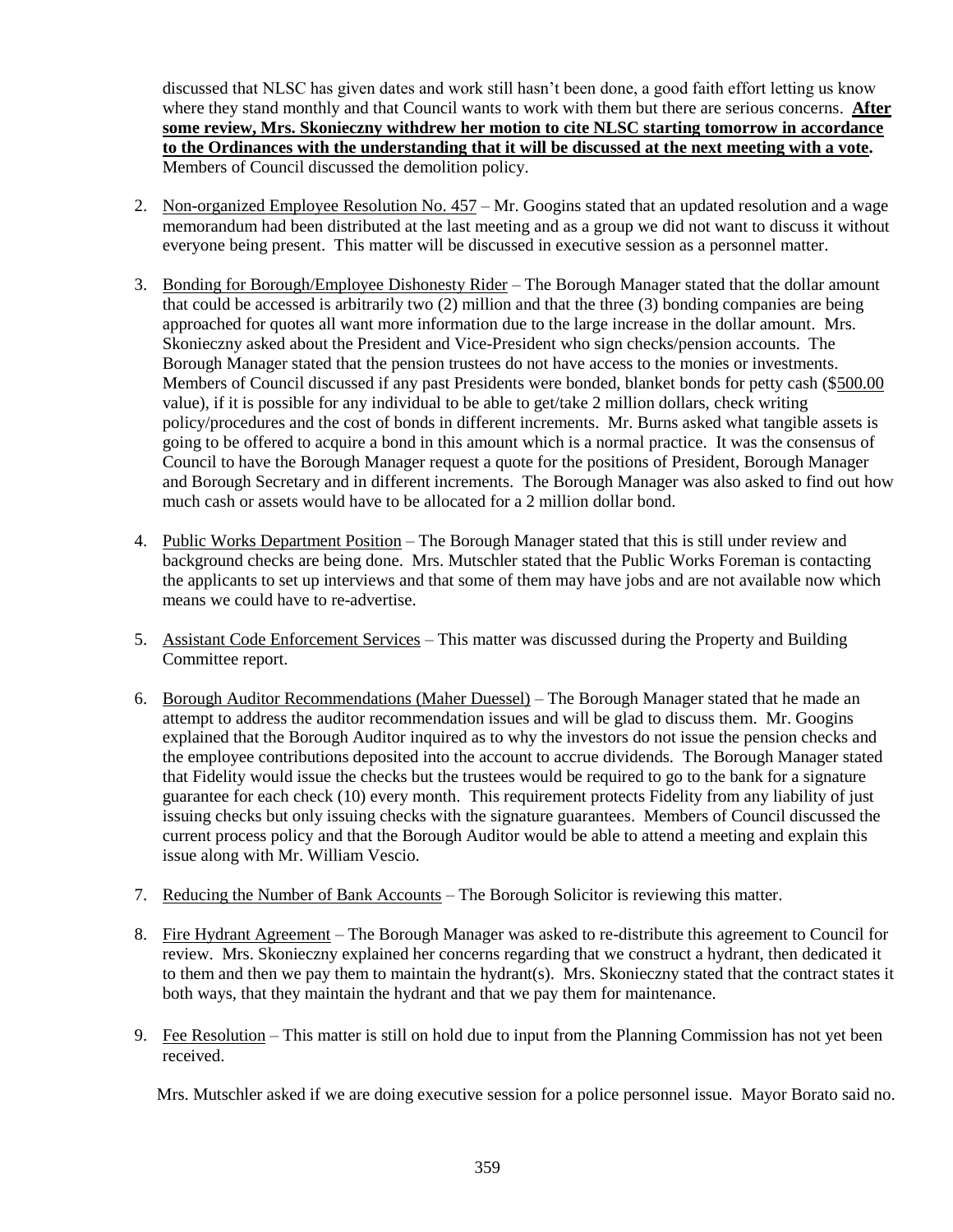discussed that NLSC has given dates and work still hasn't been done, a good faith effort letting us know where they stand monthly and that Council wants to work with them but there are serious concerns. **After some review, Mrs. Skonieczny withdrew her motion to cite NLSC starting tomorrow in accordance to the Ordinances with the understanding that it will be discussed at the next meeting with a vote.** Members of Council discussed the demolition policy.

2. Non-organized Employee Resolution No. 457 – Mr. Googins stated that an updated resolution and a wage memorandum had been distributed at the last meeting and as a group we did not want to discuss it without everyone being present. This matter will be discussed in executive session as a personnel matter.

3. Bonding for Borough/Employee Dishonesty Rider – The Borough Manager stated that the dollar amount that could be accessed is arbitrarily two (2) million and that the three (3) bonding companies are being approached for quotes all want more information due to the large increase in the dollar amount. Mrs. Skonieczny asked about the President and Vice-President who sign checks/pension accounts. The Borough Manager stated that the pension trustees do not have access to the monies or investments. Members of Council discussed if any past Presidents were bonded, blanket bonds for petty cash ($500.00 value), if it is possible for any individual to be able to get/take 2 million dollars, check writing policy/procedures and the cost of bonds in different increments. Mr. Burns asked what tangible assets is going to be offered to acquire a bond in this amount which is a normal practice. It was the consensus of Council to have the Borough Manager request a quote for the positions of President, Borough Manager and Borough Secretary and in different increments. The Borough Manager was also asked to find out how much cash or assets would have to be allocated for a 2 million dollar bond.

4. Public Works Department Position – The Borough Manager stated that this is still under review and background checks are being done. Mrs. Mutschler stated that the Public Works Foreman is contacting the applicants to set up interviews and that some of them may have jobs and are not available now which means we could have to re-advertise.

5. Assistant Code Enforcement Services – This matter was discussed during the Property and Building Committee report.

6. Borough Auditor Recommendations (Maher Duessel) – The Borough Manager stated that he made an attempt to address the auditor recommendation issues and will be glad to discuss them. Mr. Googins explained that the Borough Auditor inquired as to why the investors do not issue the pension checks and the employee contributions deposited into the account to accrue dividends. The Borough Manager stated that Fidelity would issue the checks but the trustees would be required to go to the bank for a signature guarantee for each check (10) every month. This requirement protects Fidelity from any liability of just issuing checks but only issuing checks with the signature guarantees. Members of Council discussed the current process policy and that the Borough Auditor would be able to attend a meeting and explain this issue along with Mr. William Vescio.

7. Reducing the Number of Bank Accounts – The Borough Solicitor is reviewing this matter.

8. Fire Hydrant Agreement – The Borough Manager was asked to re-distribute this agreement to Council for review. Mrs. Skonieczny explained her concerns regarding that we construct a hydrant, then dedicated it to them and then we pay them to maintain the hydrant(s). Mrs. Skonieczny stated that the contract states it both ways, that they maintain the hydrant and that we pay them for maintenance.

9. Fee Resolution – This matter is still on hold due to input from the Planning Commission has not yet been received.

Mrs. Mutschler asked if we are doing executive session for a police personnel issue. Mayor Borato said no.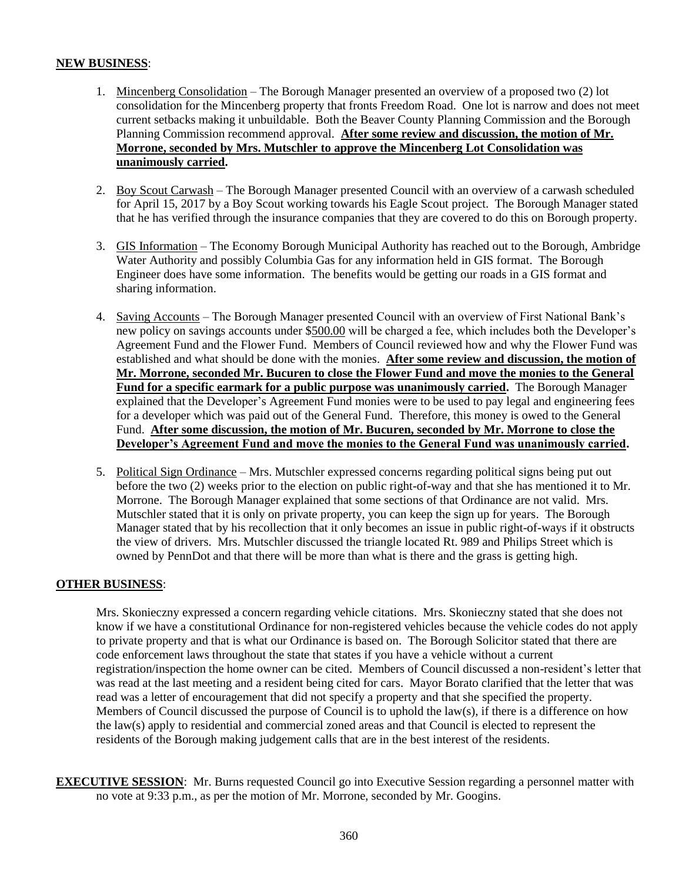**NEW BUSINESS**:

1. Mincenberg Consolidation – The Borough Manager presented an overview of a proposed two (2) lot consolidation for the Mincenberg property that fronts Freedom Road. One lot is narrow and does not meet current setbacks making it unbuildable. Both the Beaver County Planning Commission and the Borough Planning Commission recommend approval. **After some review and discussion, the motion of Mr. Morrone, seconded by Mrs. Mutschler to approve the Mincenberg Lot Consolidation was unanimously carried.**

2. Boy Scout Carwash – The Borough Manager presented Council with an overview of a carwash scheduled for April 15, 2017 by a Boy Scout working towards his Eagle Scout project. The Borough Manager stated that he has verified through the insurance companies that they are covered to do this on Borough property.

3. GIS Information – The Economy Borough Municipal Authority has reached out to the Borough, Ambridge Water Authority and possibly Columbia Gas for any information held in GIS format. The Borough Engineer does have some information. The benefits would be getting our roads in a GIS format and sharing information.

4. Saving Accounts – The Borough Manager presented Council with an overview of First National Bank's new policy on savings accounts under $500.00 will be charged a fee, which includes both the Developer's Agreement Fund and the Flower Fund. Members of Council reviewed how and why the Flower Fund was established and what should be done with the monies. **After some review and discussion, the motion of Mr. Morrone, seconded Mr. Bucuren to close the Flower Fund and move the monies to the General Fund for a specific earmark for a public purpose was unanimously carried.** The Borough Manager explained that the Developer's Agreement Fund monies were to be used to pay legal and engineering fees for a developer which was paid out of the General Fund. Therefore, this money is owed to the General Fund. **After some discussion, the motion of Mr. Bucuren, seconded by Mr. Morrone to close the Developer's Agreement Fund and move the monies to the General Fund was unanimously carried.**

5. Political Sign Ordinance – Mrs. Mutschler expressed concerns regarding political signs being put out before the two (2) weeks prior to the election on public right-of-way and that she has mentioned it to Mr. Morrone. The Borough Manager explained that some sections of that Ordinance are not valid. Mrs. Mutschler stated that it is only on private property, you can keep the sign up for years. The Borough Manager stated that by his recollection that it only becomes an issue in public right-of-ways if it obstructs the view of drivers. Mrs. Mutschler discussed the triangle located Rt. 989 and Philips Street which is owned by PennDot and that there will be more than what is there and the grass is getting high.

**OTHER BUSINESS**:

Mrs. Skonieczny expressed a concern regarding vehicle citations. Mrs. Skonieczny stated that she does not know if we have a constitutional Ordinance for non-registered vehicles because the vehicle codes do not apply to private property and that is what our Ordinance is based on. The Borough Solicitor stated that there are code enforcement laws throughout the state that states if you have a vehicle without a current registration/inspection the home owner can be cited. Members of Council discussed a non-resident's letter that was read at the last meeting and a resident being cited for cars. Mayor Borato clarified that the letter that was read was a letter of encouragement that did not specify a property and that she specified the property. Members of Council discussed the purpose of Council is to uphold the law(s), if there is a difference on how the law(s) apply to residential and commercial zoned areas and that Council is elected to represent the residents of the Borough making judgement calls that are in the best interest of the residents.

**EXECUTIVE SESSION**: Mr. Burns requested Council go into Executive Session regarding a personnel matter with no vote at 9:33 p.m., as per the motion of Mr. Morrone, seconded by Mr. Googins.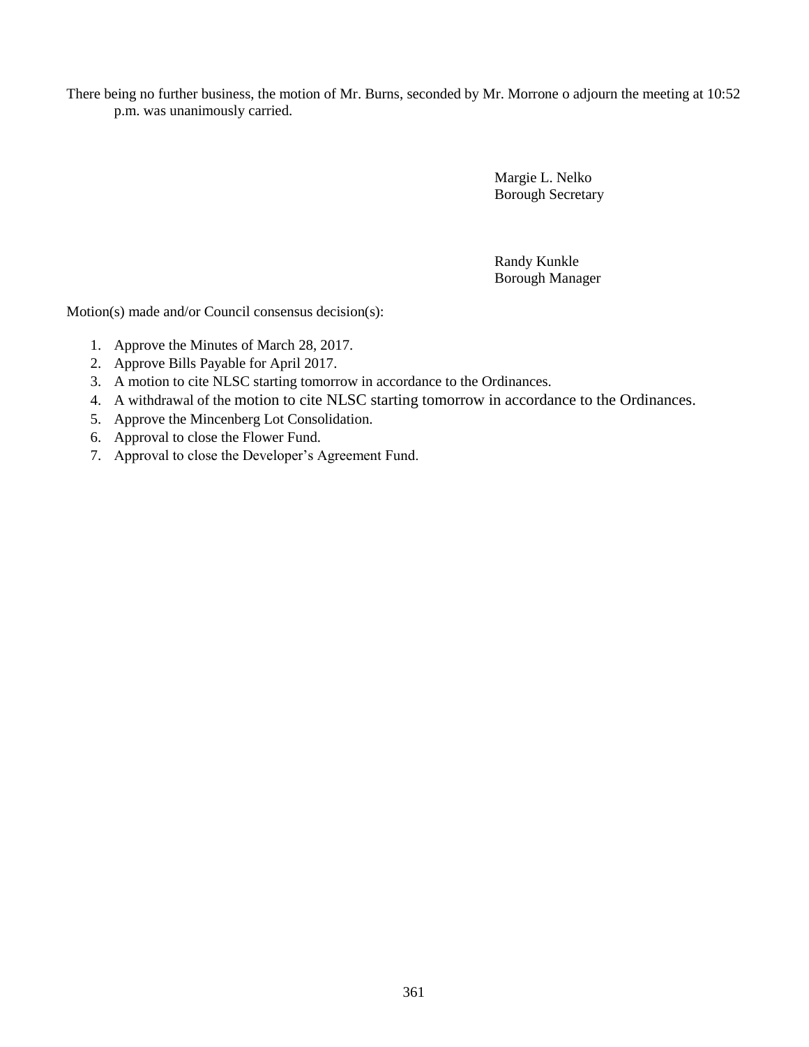There being no further business, the motion of Mr. Burns, seconded by Mr. Morrone o adjourn the meeting at 10:52 p.m. was unanimously carried.

Margie L. Nelko
Borough Secretary

Randy Kunkle
Borough Manager

Motion(s) made and/or Council consensus decision(s):

1. Approve the Minutes of March 28, 2017.
2. Approve Bills Payable for April 2017.
3. A motion to cite NLSC starting tomorrow in accordance to the Ordinances.
4. A withdrawal of the motion to cite NLSC starting tomorrow in accordance to the Ordinances.
5. Approve the Mincenberg Lot Consolidation.
6. Approval to close the Flower Fund.
7. Approval to close the Developer's Agreement Fund.